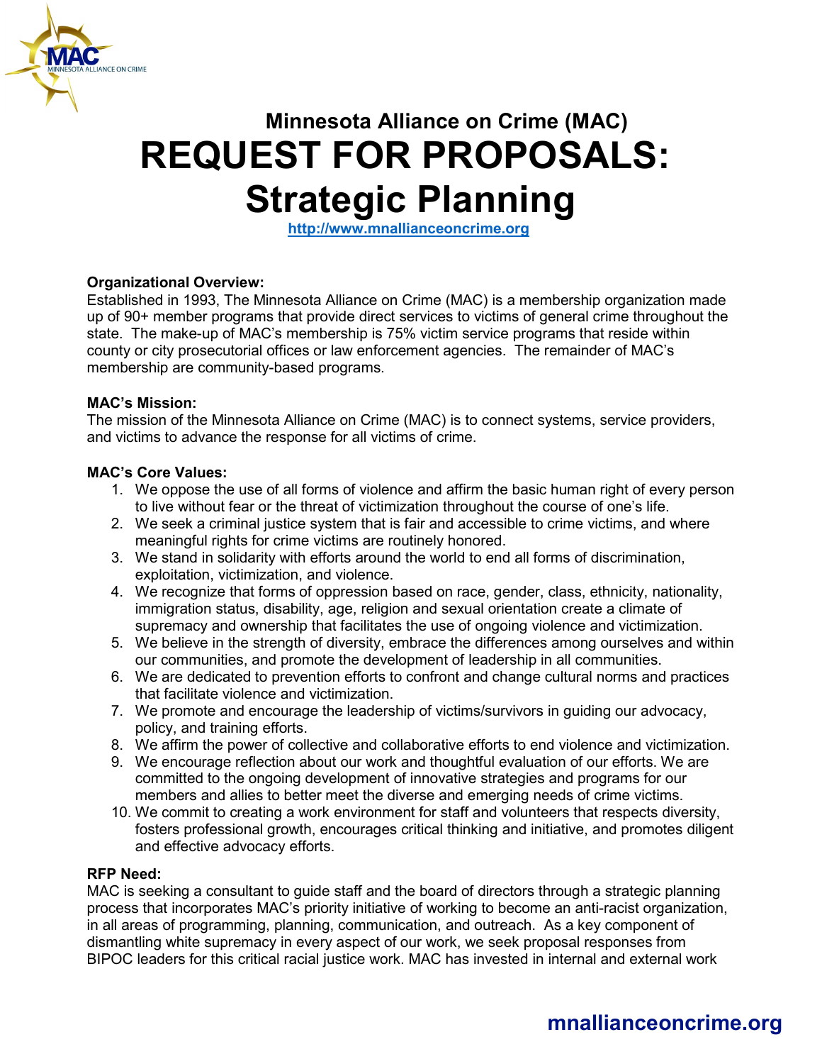## Minnesota Alliance on Crime (MAC)

# REQUEST FOR PROPOSALS: Strategic Planning

http://www.mnallianceoncrime.org

**Organizational Overview:**
Established in 1993, The Minnesota Alliance on Crime (MAC) is a membership organization made up of 90+ member programs that provide direct services to victims of general crime throughout the state. The make-up of MAC's membership is 75% victim service programs that reside within county or city prosecutorial offices or law enforcement agencies. The remainder of MAC's membership are community-based programs.

**MAC's Mission:**
The mission of the Minnesota Alliance on Crime (MAC) is to connect systems, service providers, and victims to advance the response for all victims of crime.

**MAC's Core Values:**

1. We oppose the use of all forms of violence and affirm the basic human right of every person to live without fear or the threat of victimization throughout the course of one's life.
2. We seek a criminal justice system that is fair and accessible to crime victims, and where meaningful rights for crime victims are routinely honored.
3. We stand in solidarity with efforts around the world to end all forms of discrimination, exploitation, victimization, and violence.
4. We recognize that forms of oppression based on race, gender, class, ethnicity, nationality, immigration status, disability, age, religion and sexual orientation create a climate of supremacy and ownership that facilitates the use of ongoing violence and victimization.
5. We believe in the strength of diversity, embrace the differences among ourselves and within our communities, and promote the development of leadership in all communities.
6. We are dedicated to prevention efforts to confront and change cultural norms and practices that facilitate violence and victimization.
7. We promote and encourage the leadership of victims/survivors in guiding our advocacy, policy, and training efforts.
8. We affirm the power of collective and collaborative efforts to end violence and victimization.
9. We encourage reflection about our work and thoughtful evaluation of our efforts. We are committed to the ongoing development of innovative strategies and programs for our members and allies to better meet the diverse and emerging needs of crime victims.
10. We commit to creating a work environment for staff and volunteers that respects diversity, fosters professional growth, encourages critical thinking and initiative, and promotes diligent and effective advocacy efforts.

**RFP Need:**
MAC is seeking a consultant to guide staff and the board of directors through a strategic planning process that incorporates MAC's priority initiative of working to become an anti-racist organization, in all areas of programming, planning, communication, and outreach. As a key component of dismantling white supremacy in every aspect of our work, we seek proposal responses from BIPOC leaders for this critical racial justice work. MAC has invested in internal and external work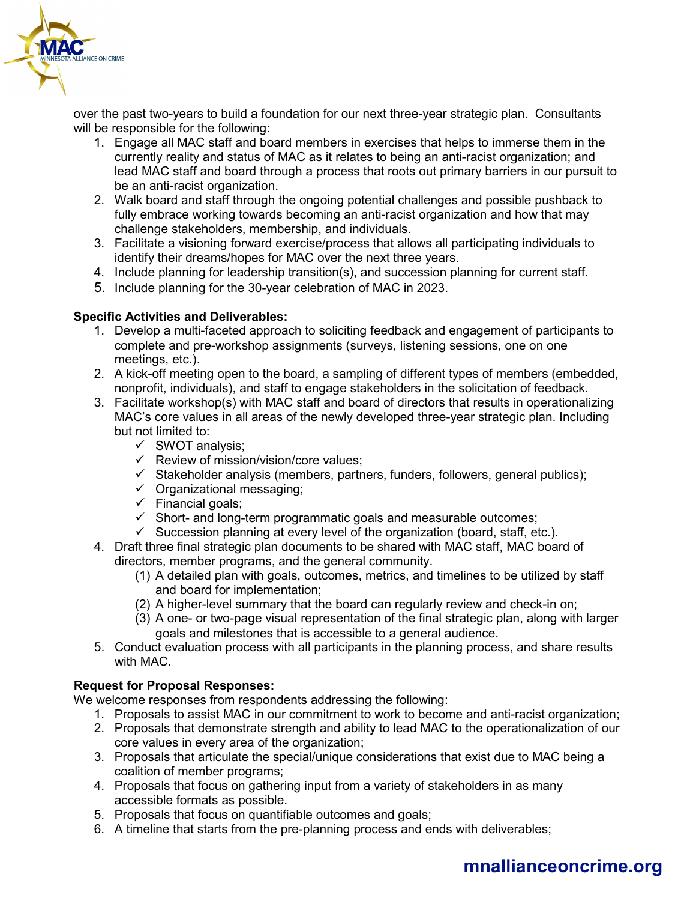over the past two-years to build a foundation for our next three-year strategic plan. Consultants will be responsible for the following:

1. Engage all MAC staff and board members in exercises that helps to immerse them in the currently reality and status of MAC as it relates to being an anti-racist organization; and lead MAC staff and board through a process that roots out primary barriers in our pursuit to be an anti-racist organization.
2. Walk board and staff through the ongoing potential challenges and possible pushback to fully embrace working towards becoming an anti-racist organization and how that may challenge stakeholders, membership, and individuals.
3. Facilitate a visioning forward exercise/process that allows all participating individuals to identify their dreams/hopes for MAC over the next three years.
4. Include planning for leadership transition(s), and succession planning for current staff.
5. Include planning for the 30-year celebration of MAC in 2023.

**Specific Activities and Deliverables:**

1. Develop a multi-faceted approach to soliciting feedback and engagement of participants to complete and pre-workshop assignments (surveys, listening sessions, one on one meetings, etc.).
2. A kick-off meeting open to the board, a sampling of different types of members (embedded, nonprofit, individuals), and staff to engage stakeholders in the solicitation of feedback.
3. Facilitate workshop(s) with MAC staff and board of directors that results in operationalizing MAC's core values in all areas of the newly developed three-year strategic plan. Including but not limited to:
   - ✓ SWOT analysis;
   - ✓ Review of mission/vision/core values;
   - ✓ Stakeholder analysis (members, partners, funders, followers, general publics);
   - ✓ Organizational messaging;
   - ✓ Financial goals;
   - ✓ Short- and long-term programmatic goals and measurable outcomes;
   - ✓ Succession planning at every level of the organization (board, staff, etc.).
4. Draft three final strategic plan documents to be shared with MAC staff, MAC board of directors, member programs, and the general community.
   (1) A detailed plan with goals, outcomes, metrics, and timelines to be utilized by staff and board for implementation;
   (2) A higher-level summary that the board can regularly review and check-in on;
   (3) A one- or two-page visual representation of the final strategic plan, along with larger goals and milestones that is accessible to a general audience.
5. Conduct evaluation process with all participants in the planning process, and share results with MAC.

**Request for Proposal Responses:**

We welcome responses from respondents addressing the following:

1. Proposals to assist MAC in our commitment to work to become and anti-racist organization;
2. Proposals that demonstrate strength and ability to lead MAC to the operationalization of our core values in every area of the organization;
3. Proposals that articulate the special/unique considerations that exist due to MAC being a coalition of member programs;
4. Proposals that focus on gathering input from a variety of stakeholders in as many accessible formats as possible.
5. Proposals that focus on quantifiable outcomes and goals;
6. A timeline that starts from the pre-planning process and ends with deliverables;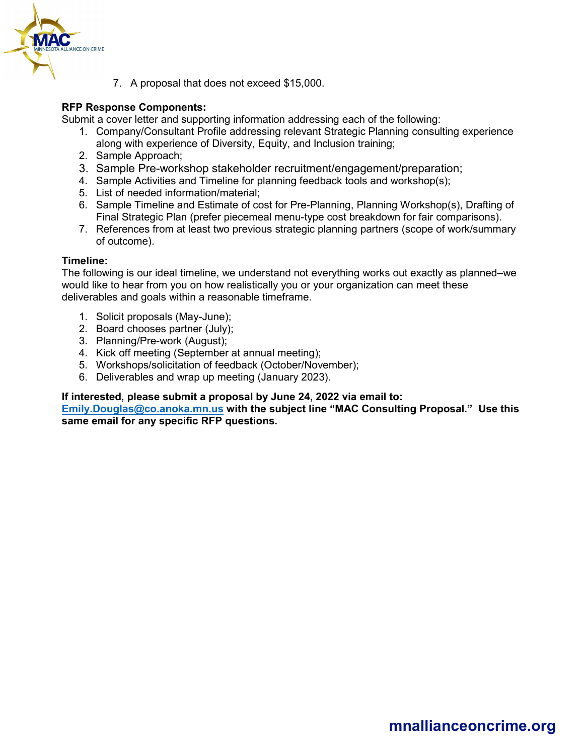7. A proposal that does not exceed $15,000.

**RFP Response Components:**

Submit a cover letter and supporting information addressing each of the following:

1. Company/Consultant Profile addressing relevant Strategic Planning consulting experience along with experience of Diversity, Equity, and Inclusion training;
2. Sample Approach;
3. Sample Pre-workshop stakeholder recruitment/engagement/preparation;
4. Sample Activities and Timeline for planning feedback tools and workshop(s);
5. List of needed information/material;
6. Sample Timeline and Estimate of cost for Pre-Planning, Planning Workshop(s), Drafting of Final Strategic Plan (prefer piecemeal menu-type cost breakdown for fair comparisons).
7. References from at least two previous strategic planning partners (scope of work/summary of outcome).

**Timeline:**

The following is our ideal timeline, we understand not everything works out exactly as planned–we would like to hear from you on how realistically you or your organization can meet these deliverables and goals within a reasonable timeframe.

1. Solicit proposals (May-June);
2. Board chooses partner (July);
3. Planning/Pre-work (August);
4. Kick off meeting (September at annual meeting);
5. Workshops/solicitation of feedback (October/November);
6. Deliverables and wrap up meeting (January 2023).

**If interested, please submit a proposal by June 24, 2022 via email to: [Emily.Douglas@co.anoka.mn.us](mailto:Emily.Douglas@co.anoka.mn.us) with the subject line "MAC Consulting Proposal." Use this same email for any specific RFP questions.**